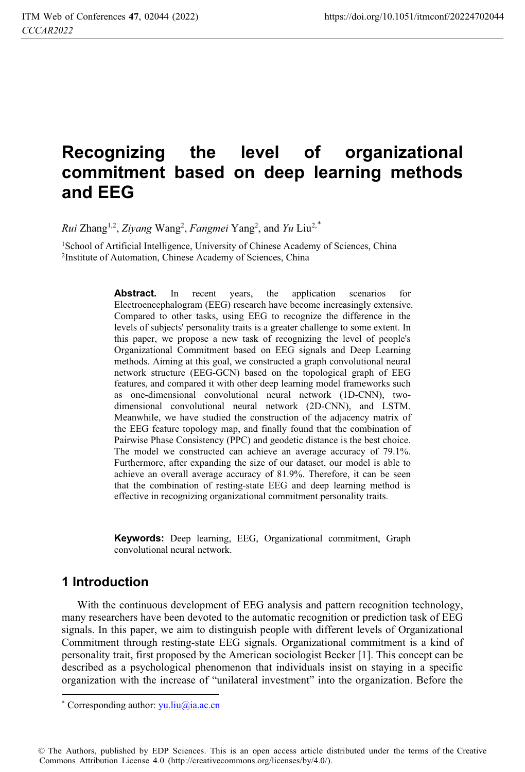# Recognizing the level of organizational commitment based on deep learning methods and EEG

*Rui* Zhang[1,2], *Ziyang* Wang[2], *Fangmei* Yang[2], and *Yu* Liu[2,*]

[1]School of Artificial Intelligence, University of Chinese Academy of Sciences, China
[2]Institute of Automation, Chinese Academy of Sciences, China

**Abstract.** In recent years, the application scenarios for Electroencephalogram (EEG) research have become increasingly extensive. Compared to other tasks, using EEG to recognize the difference in the levels of subjects' personality traits is a greater challenge to some extent. In this paper, we propose a new task of recognizing the level of people's Organizational Commitment based on EEG signals and Deep Learning methods. Aiming at this goal, we constructed a graph convolutional neural network structure (EEG-GCN) based on the topological graph of EEG features, and compared it with other deep learning model frameworks such as one-dimensional convolutional neural network (1D-CNN), two-dimensional convolutional neural network (2D-CNN), and LSTM. Meanwhile, we have studied the construction of the adjacency matrix of the EEG feature topology map, and finally found that the combination of Pairwise Phase Consistency (PPC) and geodetic distance is the best choice. The model we constructed can achieve an average accuracy of 79.1%. Furthermore, after expanding the size of our dataset, our model is able to achieve an overall average accuracy of 81.9%. Therefore, it can be seen that the combination of resting-state EEG and deep learning method is effective in recognizing organizational commitment personality traits.

**Keywords:** Deep learning, EEG, Organizational commitment, Graph convolutional neural network.

## 1 Introduction

With the continuous development of EEG analysis and pattern recognition technology, many researchers have been devoted to the automatic recognition or prediction task of EEG signals. In this paper, we aim to distinguish people with different levels of Organizational Commitment through resting-state EEG signals. Organizational commitment is a kind of personality trait, first proposed by the American sociologist Becker [1]. This concept can be described as a psychological phenomenon that individuals insist on staying in a specific organization with the increase of "unilateral investment" into the organization. Before the

[*] Corresponding author: yu.liu@ia.ac.cn

© The Authors, published by EDP Sciences. This is an open access article distributed under the terms of the Creative Commons Attribution License 4.0 (http://creativecommons.org/licenses/by/4.0/).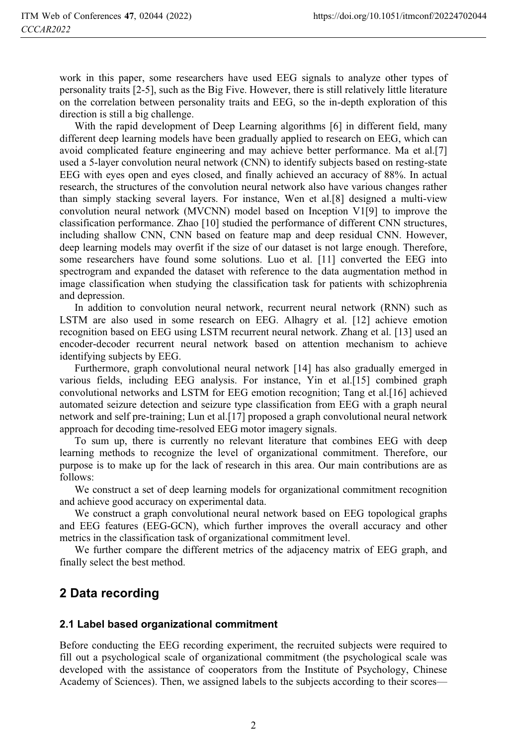work in this paper, some researchers have used EEG signals to analyze other types of personality traits [2-5], such as the Big Five. However, there is still relatively little literature on the correlation between personality traits and EEG, so the in-depth exploration of this direction is still a big challenge.

With the rapid development of Deep Learning algorithms [6] in different field, many different deep learning models have been gradually applied to research on EEG, which can avoid complicated feature engineering and may achieve better performance. Ma et al.[7] used a 5-layer convolution neural network (CNN) to identify subjects based on resting-state EEG with eyes open and eyes closed, and finally achieved an accuracy of 88%. In actual research, the structures of the convolution neural network also have various changes rather than simply stacking several layers. For instance, Wen et al.[8] designed a multi-view convolution neural network (MVCNN) model based on Inception V1[9] to improve the classification performance. Zhao [10] studied the performance of different CNN structures, including shallow CNN, CNN based on feature map and deep residual CNN. However, deep learning models may overfit if the size of our dataset is not large enough. Therefore, some researchers have found some solutions. Luo et al. [11] converted the EEG into spectrogram and expanded the dataset with reference to the data augmentation method in image classification when studying the classification task for patients with schizophrenia and depression.

In addition to convolution neural network, recurrent neural network (RNN) such as LSTM are also used in some research on EEG. Alhagry et al. [12] achieve emotion recognition based on EEG using LSTM recurrent neural network. Zhang et al. [13] used an encoder-decoder recurrent neural network based on attention mechanism to achieve identifying subjects by EEG.

Furthermore, graph convolutional neural network [14] has also gradually emerged in various fields, including EEG analysis. For instance, Yin et al.[15] combined graph convolutional networks and LSTM for EEG emotion recognition; Tang et al.[16] achieved automated seizure detection and seizure type classification from EEG with a graph neural network and self pre-training; Lun et al.[17] proposed a graph convolutional neural network approach for decoding time-resolved EEG motor imagery signals.

To sum up, there is currently no relevant literature that combines EEG with deep learning methods to recognize the level of organizational commitment. Therefore, our purpose is to make up for the lack of research in this area. Our main contributions are as follows:

We construct a set of deep learning models for organizational commitment recognition and achieve good accuracy on experimental data.

We construct a graph convolutional neural network based on EEG topological graphs and EEG features (EEG-GCN), which further improves the overall accuracy and other metrics in the classification task of organizational commitment level.

We further compare the different metrics of the adjacency matrix of EEG graph, and finally select the best method.

## 2 Data recording

### 2.1 Label based organizational commitment

Before conducting the EEG recording experiment, the recruited subjects were required to fill out a psychological scale of organizational commitment (the psychological scale was developed with the assistance of cooperators from the Institute of Psychology, Chinese Academy of Sciences). Then, we assigned labels to the subjects according to their scores—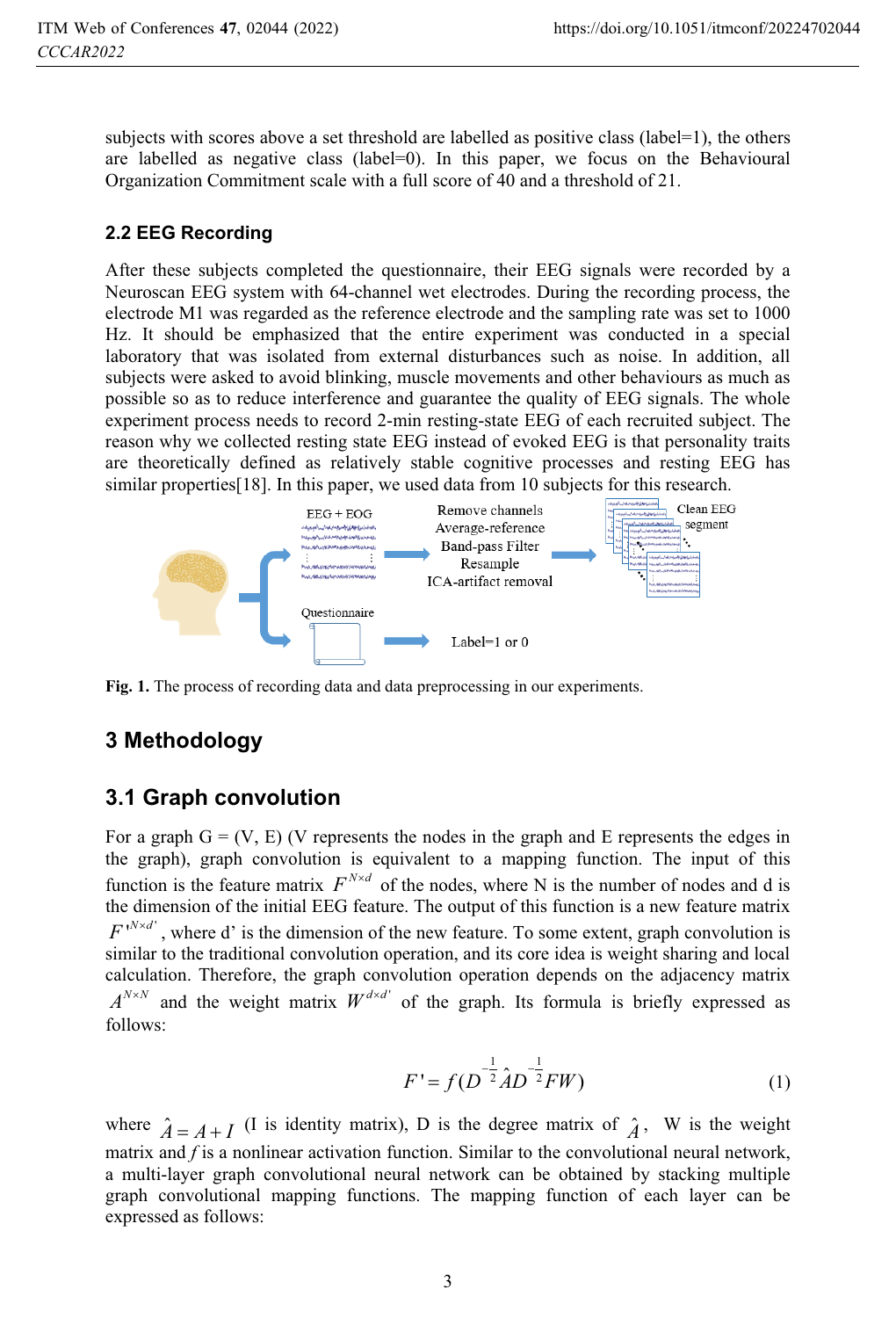subjects with scores above a set threshold are labelled as positive class (label=1), the others are labelled as negative class (label=0). In this paper, we focus on the Behavioural Organization Commitment scale with a full score of 40 and a threshold of 21.

### 2.2 EEG Recording

After these subjects completed the questionnaire, their EEG signals were recorded by a Neuroscan EEG system with 64-channel wet electrodes. During the recording process, the electrode M1 was regarded as the reference electrode and the sampling rate was set to 1000 Hz. It should be emphasized that the entire experiment was conducted in a special laboratory that was isolated from external disturbances such as noise. In addition, all subjects were asked to avoid blinking, muscle movements and other behaviours as much as possible so as to reduce interference and guarantee the quality of EEG signals. The whole experiment process needs to record 2-min resting-state EEG of each recruited subject. The reason why we collected resting state EEG instead of evoked EEG is that personality traits are theoretically defined as relatively stable cognitive processes and resting EEG has similar properties[18]. In this paper, we used data from 10 subjects for this research.

**Fig. 1.** The process of recording data and data preprocessing in our experiments.

## 3 Methodology

### 3.1 Graph convolution

For a graph G = (V, E) (V represents the nodes in the graph and E represents the edges in the graph), graph convolution is equivalent to a mapping function. The input of this function is the feature matrix $F^{N\times d}$ of the nodes, where N is the number of nodes and d is the dimension of the initial EEG feature. The output of this function is a new feature matrix $F'^{N\times d'}$, where d' is the dimension of the new feature. To some extent, graph convolution is similar to the traditional convolution operation, and its core idea is weight sharing and local calculation. Therefore, the graph convolution operation depends on the adjacency matrix $A^{N\times N}$ and the weight matrix $W^{d\times d'}$ of the graph. Its formula is briefly expressed as follows:

$$F' = f(D^{-\frac{1}{2}}\hat{A}D^{-\frac{1}{2}}FW) \tag{1}$$

where $\hat{A} = A + I$ (I is identity matrix), D is the degree matrix of $\hat{A}$, W is the weight matrix and $f$ is a nonlinear activation function. Similar to the convolutional neural network, a multi-layer graph convolutional neural network can be obtained by stacking multiple graph convolutional mapping functions. The mapping function of each layer can be expressed as follows: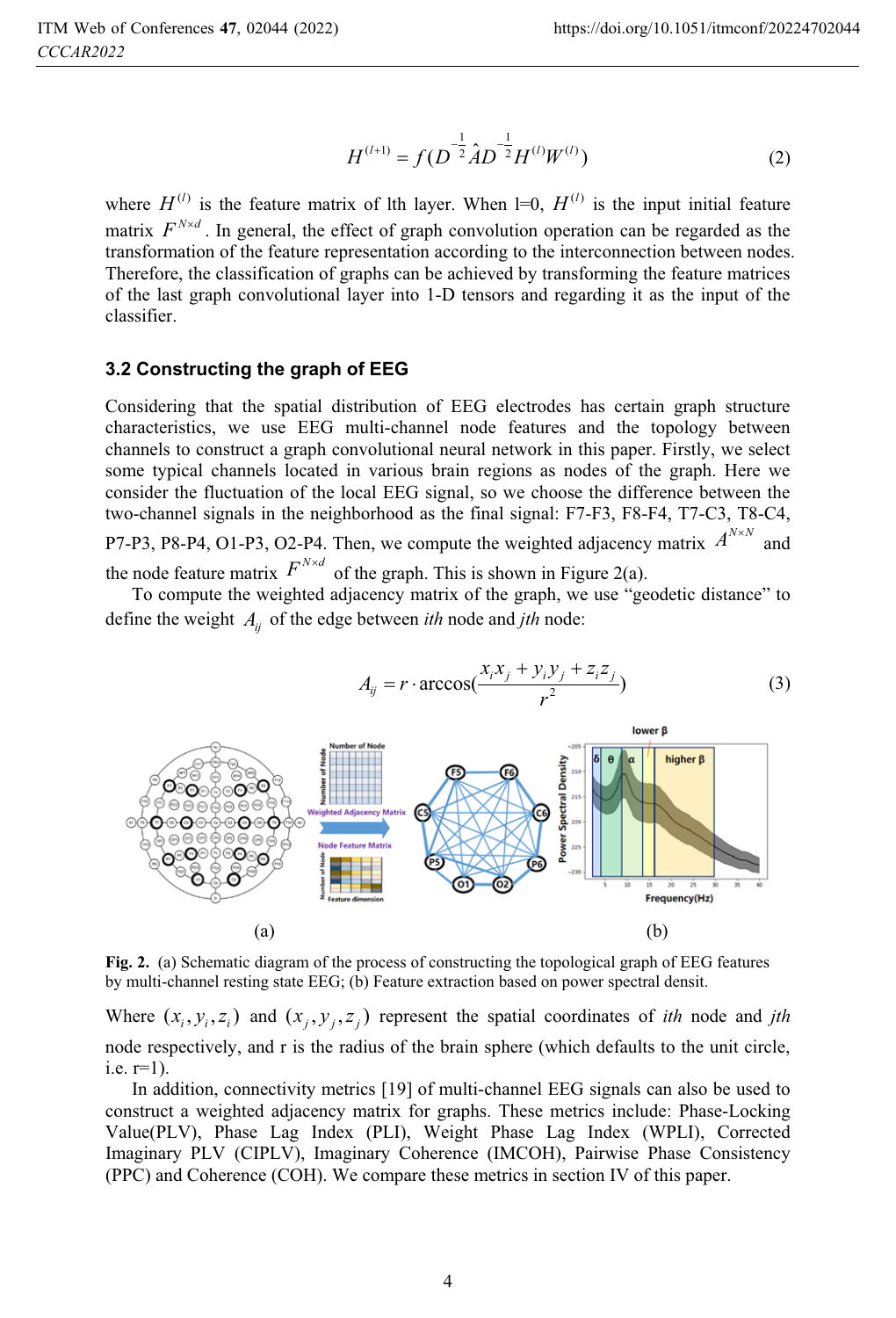$$H^{(l+1)} = f(D^{-\frac{1}{2}}\hat{A}D^{-\frac{1}{2}}H^{(l)}W^{(l)}) \tag{2}$$

where $H^{(l)}$ is the feature matrix of lth layer. When l=0, $H^{(l)}$ is the input initial feature matrix $F^{N\times d}$. In general, the effect of graph convolution operation can be regarded as the transformation of the feature representation according to the interconnection between nodes. Therefore, the classification of graphs can be achieved by transforming the feature matrices of the last graph convolutional layer into 1-D tensors and regarding it as the input of the classifier.

### 3.2 Constructing the graph of EEG

Considering that the spatial distribution of EEG electrodes has certain graph structure characteristics, we use EEG multi-channel node features and the topology between channels to construct a graph convolutional neural network in this paper. Firstly, we select some typical channels located in various brain regions as nodes of the graph. Here we consider the fluctuation of the local EEG signal, so we choose the difference between the two-channel signals in the neighborhood as the final signal: F7-F3, F8-F4, T7-C3, T8-C4, P7-P3, P8-P4, O1-P3, O2-P4. Then, we compute the weighted adjacency matrix $A^{N\times N}$ and the node feature matrix $F^{N\times d}$ of the graph. This is shown in Figure 2(a).

To compute the weighted adjacency matrix of the graph, we use "geodetic distance" to define the weight $A_{ij}$ of the edge between *ith* node and *jth* node:

$$A_{ij} = r \cdot \arccos\left(\frac{x_i x_j + y_i y_j + z_i z_j}{r^2}\right) \tag{3}$$

(a) (b)

**Fig. 2.** (a) Schematic diagram of the process of constructing the topological graph of EEG features by multi-channel resting state EEG; (b) Feature extraction based on power spectral densit.

Where $(x_i, y_i, z_i)$ and $(x_j, y_j, z_j)$ represent the spatial coordinates of *ith* node and *jth* node respectively, and r is the radius of the brain sphere (which defaults to the unit circle, i.e. r=1).

In addition, connectivity metrics [19] of multi-channel EEG signals can also be used to construct a weighted adjacency matrix for graphs. These metrics include: Phase-Locking Value(PLV), Phase Lag Index (PLI), Weight Phase Lag Index (WPLI), Corrected Imaginary PLV (CIPLV), Imaginary Coherence (IMCOH), Pairwise Phase Consistency (PPC) and Coherence (COH). We compare these metrics in section IV of this paper.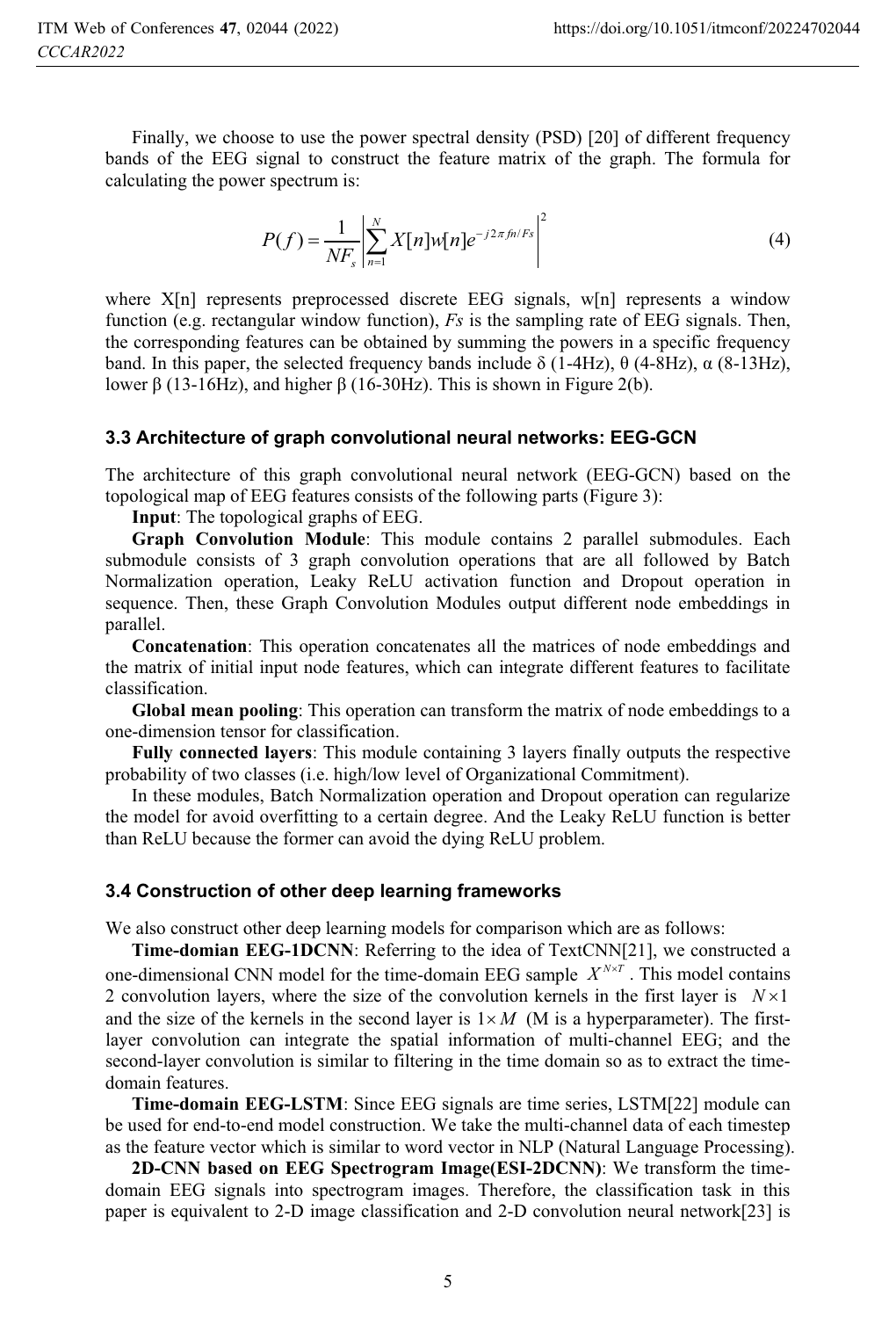Finally, we choose to use the power spectral density (PSD) [20] of different frequency bands of the EEG signal to construct the feature matrix of the graph. The formula for calculating the power spectrum is:

$$P(f) = \frac{1}{NF_s}\left|\sum_{n=1}^{N} X[n]w[n]e^{-j2\pi fn/Fs}\right|^2 \tag{4}$$

where X[n] represents preprocessed discrete EEG signals, w[n] represents a window function (e.g. rectangular window function), *Fs* is the sampling rate of EEG signals. Then, the corresponding features can be obtained by summing the powers in a specific frequency band. In this paper, the selected frequency bands include δ (1-4Hz), θ (4-8Hz), α (8-13Hz), lower β (13-16Hz), and higher β (16-30Hz). This is shown in Figure 2(b).

### 3.3 Architecture of graph convolutional neural networks: EEG-GCN

The architecture of this graph convolutional neural network (EEG-GCN) based on the topological map of EEG features consists of the following parts (Figure 3):

**Input**: The topological graphs of EEG.

**Graph Convolution Module**: This module contains 2 parallel submodules. Each submodule consists of 3 graph convolution operations that are all followed by Batch Normalization operation, Leaky ReLU activation function and Dropout operation in sequence. Then, these Graph Convolution Modules output different node embeddings in parallel.

**Concatenation**: This operation concatenates all the matrices of node embeddings and the matrix of initial input node features, which can integrate different features to facilitate classification.

**Global mean pooling**: This operation can transform the matrix of node embeddings to a one-dimension tensor for classification.

**Fully connected layers**: This module containing 3 layers finally outputs the respective probability of two classes (i.e. high/low level of Organizational Commitment).

In these modules, Batch Normalization operation and Dropout operation can regularize the model for avoid overfitting to a certain degree. And the Leaky ReLU function is better than ReLU because the former can avoid the dying ReLU problem.

### 3.4 Construction of other deep learning frameworks

We also construct other deep learning models for comparison which are as follows:

**Time-domian EEG-1DCNN**: Referring to the idea of TextCNN[21], we constructed a one-dimensional CNN model for the time-domain EEG sample $X^{N \times T}$. This model contains 2 convolution layers, where the size of the convolution kernels in the first layer is $N \times 1$ and the size of the kernels in the second layer is $1 \times M$ (M is a hyperparameter). The first-layer convolution can integrate the spatial information of multi-channel EEG; and the second-layer convolution is similar to filtering in the time domain so as to extract the time-domain features.

**Time-domain EEG-LSTM**: Since EEG signals are time series, LSTM[22] module can be used for end-to-end model construction. We take the multi-channel data of each timestep as the feature vector which is similar to word vector in NLP (Natural Language Processing).

**2D-CNN based on EEG Spectrogram Image(ESI-2DCNN)**: We transform the time-domain EEG signals into spectrogram images. Therefore, the classification task in this paper is equivalent to 2-D image classification and 2-D convolution neural network[23] is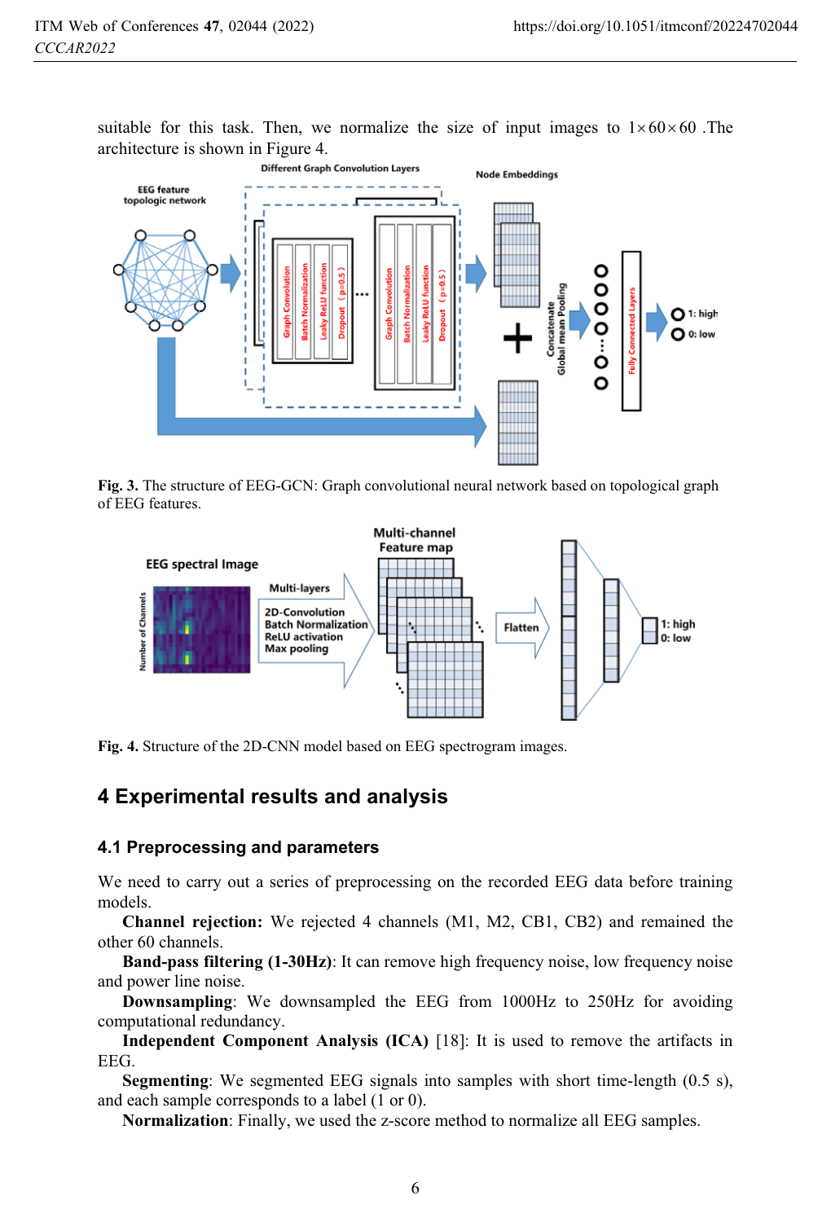suitable for this task. Then, we normalize the size of input images to $1 \times 60 \times 60$ .The architecture is shown in Figure 4.

**Fig. 3.** The structure of EEG-GCN: Graph convolutional neural network based on topological graph of EEG features.

**Fig. 4.** Structure of the 2D-CNN model based on EEG spectrogram images.

## 4 Experimental results and analysis

### 4.1 Preprocessing and parameters

We need to carry out a series of preprocessing on the recorded EEG data before training models.

**Channel rejection:** We rejected 4 channels (M1, M2, CB1, CB2) and remained the other 60 channels.

**Band-pass filtering (1-30Hz)**: It can remove high frequency noise, low frequency noise and power line noise.

**Downsampling**: We downsampled the EEG from 1000Hz to 250Hz for avoiding computational redundancy.

**Independent Component Analysis (ICA)** [18]: It is used to remove the artifacts in EEG.

**Segmenting**: We segmented EEG signals into samples with short time-length (0.5 s), and each sample corresponds to a label (1 or 0).

**Normalization**: Finally, we used the z-score method to normalize all EEG samples.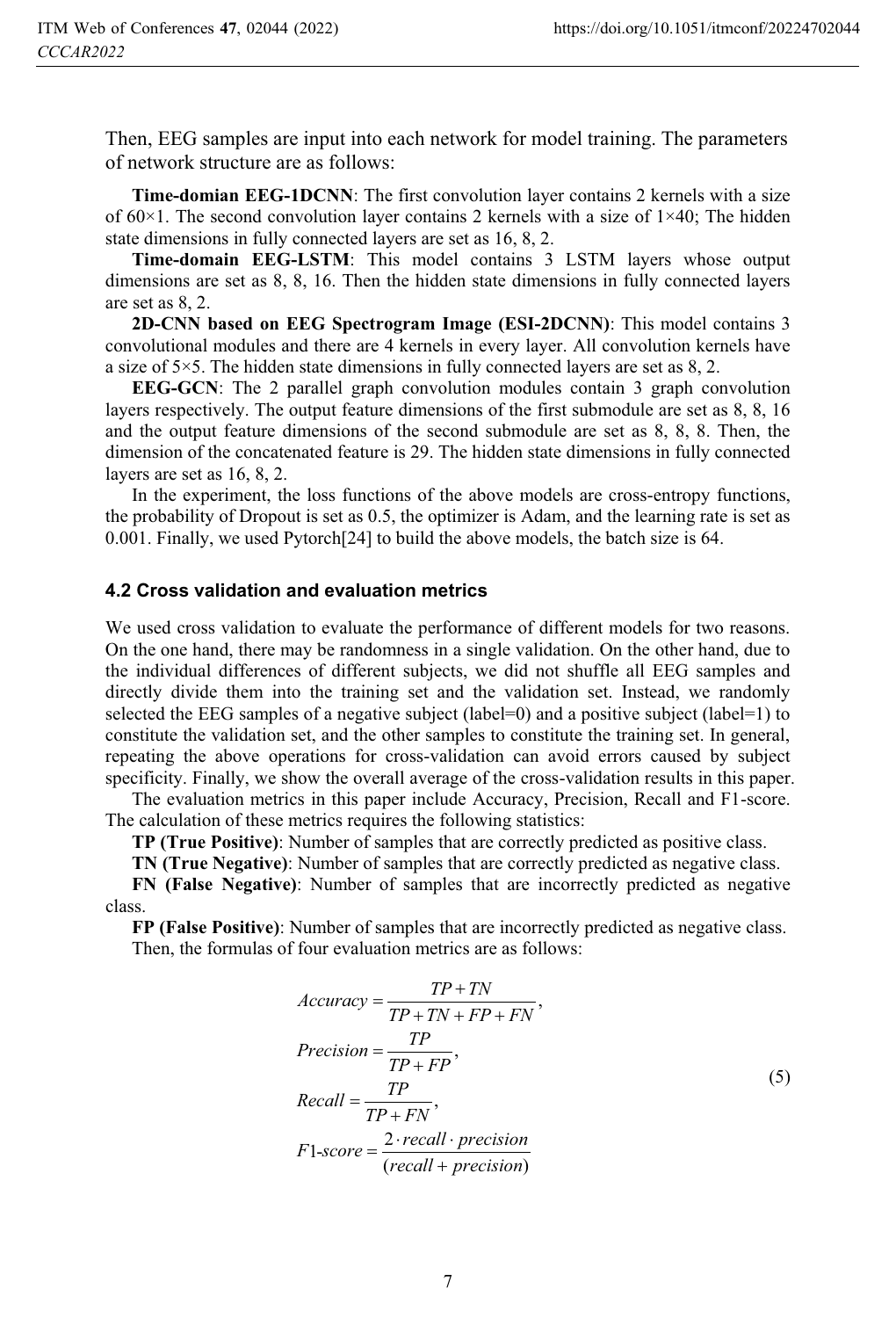Then, EEG samples are input into each network for model training. The parameters of network structure are as follows:

**Time-domian EEG-1DCNN**: The first convolution layer contains 2 kernels with a size of 60×1. The second convolution layer contains 2 kernels with a size of 1×40; The hidden state dimensions in fully connected layers are set as 16, 8, 2.

**Time-domain EEG-LSTM**: This model contains 3 LSTM layers whose output dimensions are set as 8, 8, 16. Then the hidden state dimensions in fully connected layers are set as 8, 2.

**2D-CNN based on EEG Spectrogram Image (ESI-2DCNN)**: This model contains 3 convolutional modules and there are 4 kernels in every layer. All convolution kernels have a size of 5×5. The hidden state dimensions in fully connected layers are set as 8, 2.

**EEG-GCN**: The 2 parallel graph convolution modules contain 3 graph convolution layers respectively. The output feature dimensions of the first submodule are set as 8, 8, 16 and the output feature dimensions of the second submodule are set as 8, 8, 8. Then, the dimension of the concatenated feature is 29. The hidden state dimensions in fully connected layers are set as 16, 8, 2.

In the experiment, the loss functions of the above models are cross-entropy functions, the probability of Dropout is set as 0.5, the optimizer is Adam, and the learning rate is set as 0.001. Finally, we used Pytorch[24] to build the above models, the batch size is 64.

### 4.2 Cross validation and evaluation metrics

We used cross validation to evaluate the performance of different models for two reasons. On the one hand, there may be randomness in a single validation. On the other hand, due to the individual differences of different subjects, we did not shuffle all EEG samples and directly divide them into the training set and the validation set. Instead, we randomly selected the EEG samples of a negative subject (label=0) and a positive subject (label=1) to constitute the validation set, and the other samples to constitute the training set. In general, repeating the above operations for cross-validation can avoid errors caused by subject specificity. Finally, we show the overall average of the cross-validation results in this paper.

The evaluation metrics in this paper include Accuracy, Precision, Recall and F1-score. The calculation of these metrics requires the following statistics:

**TP (True Positive)**: Number of samples that are correctly predicted as positive class.

**TN (True Negative)**: Number of samples that are correctly predicted as negative class.

**FN (False Negative)**: Number of samples that are incorrectly predicted as negative class.

**FP (False Positive)**: Number of samples that are incorrectly predicted as negative class.

Then, the formulas of four evaluation metrics are as follows:

$$
\begin{aligned}
Accuracy &= \frac{TP+TN}{TP+TN+FP+FN}, \\
Precision &= \frac{TP}{TP+FP}, \\
Recall &= \frac{TP}{TP+FN}, \\
F1\text{-}score &= \frac{2 \cdot recall \cdot precision}{(recall + precision)}
\end{aligned}
\tag{5}
$$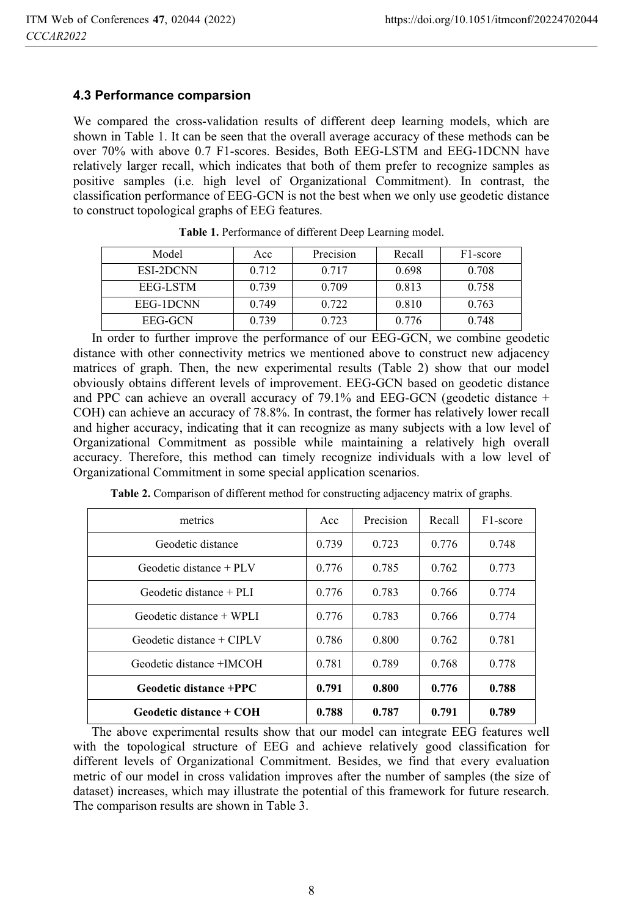### 4.3 Performance comparsion

We compared the cross-validation results of different deep learning models, which are shown in Table 1. It can be seen that the overall average accuracy of these methods can be over 70% with above 0.7 F1-scores. Besides, Both EEG-LSTM and EEG-1DCNN have relatively larger recall, which indicates that both of them prefer to recognize samples as positive samples (i.e. high level of Organizational Commitment). In contrast, the classification performance of EEG-GCN is not the best when we only use geodetic distance to construct topological graphs of EEG features.

**Table 1.** Performance of different Deep Learning model.

| Model | Acc | Precision | Recall | F1-score |
|---|---|---|---|---|
| ESI-2DCNN | 0.712 | 0.717 | 0.698 | 0.708 |
| EEG-LSTM | 0.739 | 0.709 | 0.813 | 0.758 |
| EEG-1DCNN | 0.749 | 0.722 | 0.810 | 0.763 |
| EEG-GCN | 0.739 | 0.723 | 0.776 | 0.748 |

In order to further improve the performance of our EEG-GCN, we combine geodetic distance with other connectivity metrics we mentioned above to construct new adjacency matrices of graph. Then, the new experimental results (Table 2) show that our model obviously obtains different levels of improvement. EEG-GCN based on geodetic distance and PPC can achieve an overall accuracy of 79.1% and EEG-GCN (geodetic distance + COH) can achieve an accuracy of 78.8%. In contrast, the former has relatively lower recall and higher accuracy, indicating that it can recognize as many subjects with a low level of Organizational Commitment as possible while maintaining a relatively high overall accuracy. Therefore, this method can timely recognize individuals with a low level of Organizational Commitment in some special application scenarios.

**Table 2.** Comparison of different method for constructing adjacency matrix of graphs.

| metrics | Acc | Precision | Recall | F1-score |
|---|---|---|---|---|
| Geodetic distance | 0.739 | 0.723 | 0.776 | 0.748 |
| Geodetic distance + PLV | 0.776 | 0.785 | 0.762 | 0.773 |
| Geodetic distance + PLI | 0.776 | 0.783 | 0.766 | 0.774 |
| Geodetic distance + WPLI | 0.776 | 0.783 | 0.766 | 0.774 |
| Geodetic distance + CIPLV | 0.786 | 0.800 | 0.762 | 0.781 |
| Geodetic distance +IMCOH | 0.781 | 0.789 | 0.768 | 0.778 |
| **Geodetic distance +PPC** | **0.791** | **0.800** | **0.776** | **0.788** |
| **Geodetic distance + COH** | **0.788** | **0.787** | **0.791** | **0.789** |

The above experimental results show that our model can integrate EEG features well with the topological structure of EEG and achieve relatively good classification for different levels of Organizational Commitment. Besides, we find that every evaluation metric of our model in cross validation improves after the number of samples (the size of dataset) increases, which may illustrate the potential of this framework for future research. The comparison results are shown in Table 3.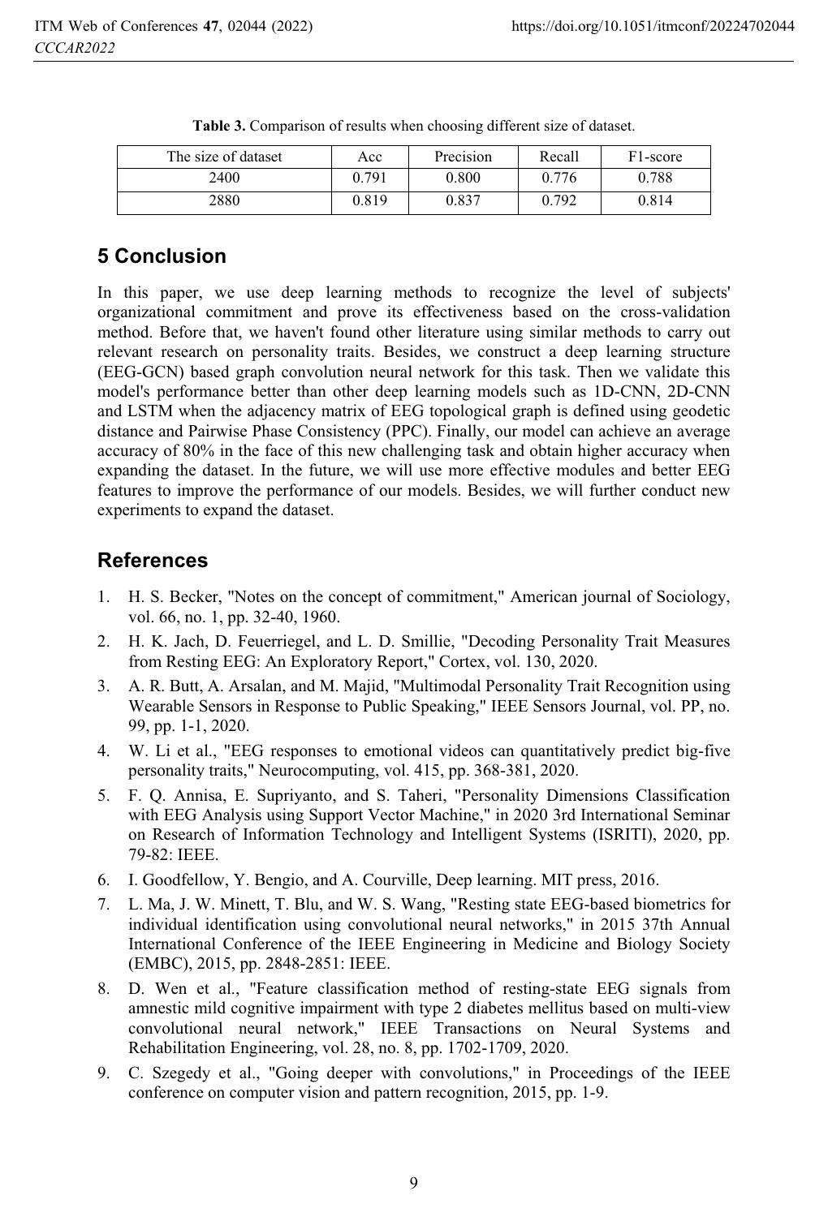**Table 3.** Comparison of results when choosing different size of dataset.

| The size of dataset | Acc | Precision | Recall | F1-score |
|---|---|---|---|---|
| 2400 | 0.791 | 0.800 | 0.776 | 0.788 |
| 2880 | 0.819 | 0.837 | 0.792 | 0.814 |

## 5 Conclusion

In this paper, we use deep learning methods to recognize the level of subjects' organizational commitment and prove its effectiveness based on the cross-validation method. Before that, we haven't found other literature using similar methods to carry out relevant research on personality traits. Besides, we construct a deep learning structure (EEG-GCN) based graph convolution neural network for this task. Then we validate this model's performance better than other deep learning models such as 1D-CNN, 2D-CNN and LSTM when the adjacency matrix of EEG topological graph is defined using geodetic distance and Pairwise Phase Consistency (PPC). Finally, our model can achieve an average accuracy of 80% in the face of this new challenging task and obtain higher accuracy when expanding the dataset. In the future, we will use more effective modules and better EEG features to improve the performance of our models. Besides, we will further conduct new experiments to expand the dataset.

## References

1. H. S. Becker, "Notes on the concept of commitment," American journal of Sociology, vol. 66, no. 1, pp. 32-40, 1960.
2. H. K. Jach, D. Feuerriegel, and L. D. Smillie, "Decoding Personality Trait Measures from Resting EEG: An Exploratory Report," Cortex, vol. 130, 2020.
3. A. R. Butt, A. Arsalan, and M. Majid, "Multimodal Personality Trait Recognition using Wearable Sensors in Response to Public Speaking," IEEE Sensors Journal, vol. PP, no. 99, pp. 1-1, 2020.
4. W. Li et al., "EEG responses to emotional videos can quantitatively predict big-five personality traits," Neurocomputing, vol. 415, pp. 368-381, 2020.
5. F. Q. Annisa, E. Supriyanto, and S. Taheri, "Personality Dimensions Classification with EEG Analysis using Support Vector Machine," in 2020 3rd International Seminar on Research of Information Technology and Intelligent Systems (ISRITI), 2020, pp. 79-82: IEEE.
6. I. Goodfellow, Y. Bengio, and A. Courville, Deep learning. MIT press, 2016.
7. L. Ma, J. W. Minett, T. Blu, and W. S. Wang, "Resting state EEG-based biometrics for individual identification using convolutional neural networks," in 2015 37th Annual International Conference of the IEEE Engineering in Medicine and Biology Society (EMBC), 2015, pp. 2848-2851: IEEE.
8. D. Wen et al., "Feature classification method of resting-state EEG signals from amnestic mild cognitive impairment with type 2 diabetes mellitus based on multi-view convolutional neural network," IEEE Transactions on Neural Systems and Rehabilitation Engineering, vol. 28, no. 8, pp. 1702-1709, 2020.
9. C. Szegedy et al., "Going deeper with convolutions," in Proceedings of the IEEE conference on computer vision and pattern recognition, 2015, pp. 1-9.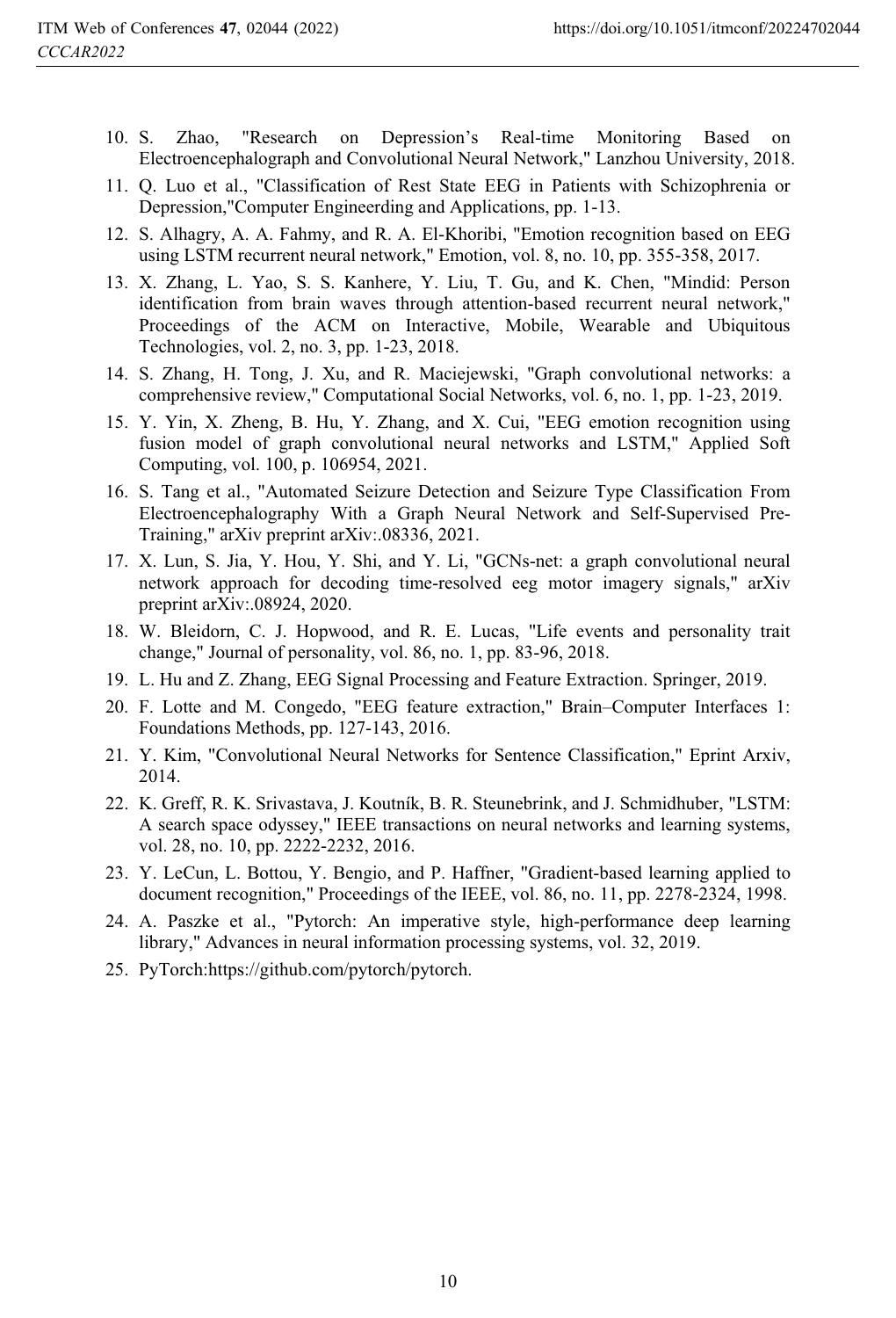10. S. Zhao, "Research on Depression's Real-time Monitoring Based on Electroencephalograph and Convolutional Neural Network," Lanzhou University, 2018.
11. Q. Luo et al., "Classification of Rest State EEG in Patients with Schizophrenia or Depression,"Computer Engineerding and Applications, pp. 1-13.
12. S. Alhagry, A. A. Fahmy, and R. A. El-Khoribi, "Emotion recognition based on EEG using LSTM recurrent neural network," Emotion, vol. 8, no. 10, pp. 355-358, 2017.
13. X. Zhang, L. Yao, S. S. Kanhere, Y. Liu, T. Gu, and K. Chen, "Mindid: Person identification from brain waves through attention-based recurrent neural network," Proceedings of the ACM on Interactive, Mobile, Wearable and Ubiquitous Technologies, vol. 2, no. 3, pp. 1-23, 2018.
14. S. Zhang, H. Tong, J. Xu, and R. Maciejewski, "Graph convolutional networks: a comprehensive review," Computational Social Networks, vol. 6, no. 1, pp. 1-23, 2019.
15. Y. Yin, X. Zheng, B. Hu, Y. Zhang, and X. Cui, "EEG emotion recognition using fusion model of graph convolutional neural networks and LSTM," Applied Soft Computing, vol. 100, p. 106954, 2021.
16. S. Tang et al., "Automated Seizure Detection and Seizure Type Classification From Electroencephalography With a Graph Neural Network and Self-Supervised Pre-Training," arXiv preprint arXiv:.08336, 2021.
17. X. Lun, S. Jia, Y. Hou, Y. Shi, and Y. Li, "GCNs-net: a graph convolutional neural network approach for decoding time-resolved eeg motor imagery signals," arXiv preprint arXiv:.08924, 2020.
18. W. Bleidorn, C. J. Hopwood, and R. E. Lucas, "Life events and personality trait change," Journal of personality, vol. 86, no. 1, pp. 83-96, 2018.
19. L. Hu and Z. Zhang, EEG Signal Processing and Feature Extraction. Springer, 2019.
20. F. Lotte and M. Congedo, "EEG feature extraction," Brain–Computer Interfaces 1: Foundations Methods, pp. 127-143, 2016.
21. Y. Kim, "Convolutional Neural Networks for Sentence Classification," Eprint Arxiv, 2014.
22. K. Greff, R. K. Srivastava, J. Koutník, B. R. Steunebrink, and J. Schmidhuber, "LSTM: A search space odyssey," IEEE transactions on neural networks and learning systems, vol. 28, no. 10, pp. 2222-2232, 2016.
23. Y. LeCun, L. Bottou, Y. Bengio, and P. Haffner, "Gradient-based learning applied to document recognition," Proceedings of the IEEE, vol. 86, no. 11, pp. 2278-2324, 1998.
24. A. Paszke et al., "Pytorch: An imperative style, high-performance deep learning library," Advances in neural information processing systems, vol. 32, 2019.
25. PyTorch:https://github.com/pytorch/pytorch.